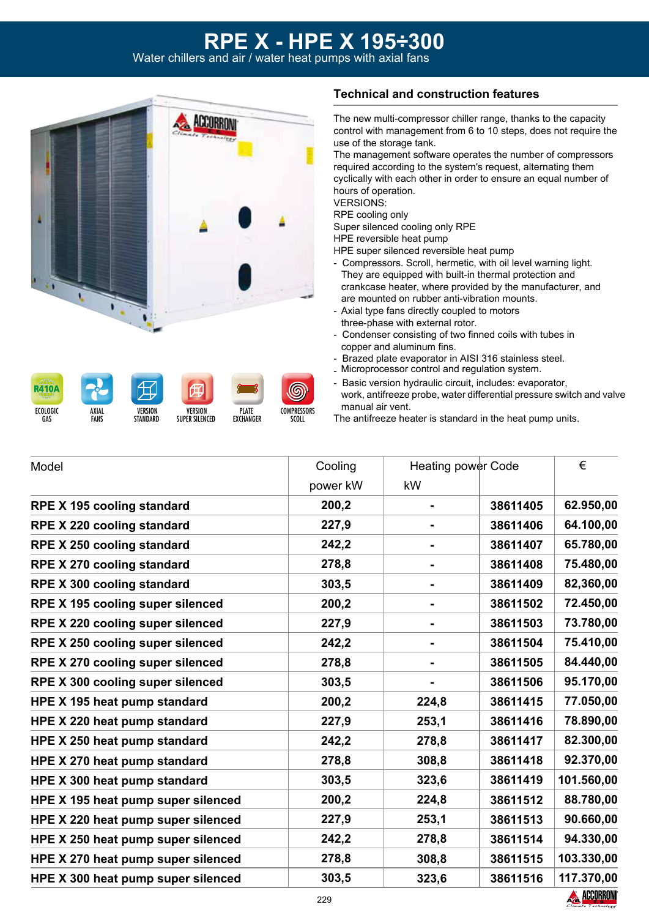# RPE X - HPE X 195÷300

Water chillers and air / water heat pumps with axial fans

R410A ECOLOGIC GAS | AXIAL FANS | VERSION STANDARD | VERSION SUPER SILENCED | PLATE EXCHANGER | COMPRESSORS SCOLL

## Technical and construction features

The new multi-compressor chiller range, thanks to the capacity control with management from 6 to 10 steps, does not require the use of the storage tank.
The management software operates the number of compressors required according to the system's request, alternating them cyclically with each other in order to ensure an equal number of hours of operation.
VERSIONS:
RPE cooling only
Super silenced cooling only RPE
HPE reversible heat pump
HPE super silenced reversible heat pump

- Compressors. Scroll, hermetic, with oil level warning light. They are equipped with built-in thermal protection and crankcase heater, where provided by the manufacturer, and are mounted on rubber anti-vibration mounts.
- Axial type fans directly coupled to motors three-phase with external rotor.
- Condenser consisting of two finned coils with tubes in copper and aluminum fins.
- Brazed plate evaporator in AISI 316 stainless steel.
- Microprocessor control and regulation system.
- Basic version hydraulic circuit, includes: evaporator, work, antifreeze probe, water differential pressure switch and valve manual air vent.

The antifreeze heater is standard in the heat pump units.

| Model | Cooling power kW | Heating power kW | Code | € |
|---|---|---|---|---|
| **RPE X 195 cooling standard** | **200,2** | **-** | **38611405** | **62.950,00** |
| **RPE X 220 cooling standard** | **227,9** | **-** | **38611406** | **64.100,00** |
| **RPE X 250 cooling standard** | **242,2** | **-** | **38611407** | **65.780,00** |
| **RPE X 270 cooling standard** | **278,8** | **-** | **38611408** | **75.480,00** |
| **RPE X 300 cooling standard** | **303,5** | **-** | **38611409** | **82,360,00** |
| **RPE X 195 cooling super silenced** | **200,2** | **-** | **38611502** | **72.450,00** |
| **RPE X 220 cooling super silenced** | **227,9** | **-** | **38611503** | **73.780,00** |
| **RPE X 250 cooling super silenced** | **242,2** | **-** | **38611504** | **75.410,00** |
| **RPE X 270 cooling super silenced** | **278,8** | **-** | **38611505** | **84.440,00** |
| **RPE X 300 cooling super silenced** | **303,5** | **-** | **38611506** | **95.170,00** |
| **HPE X 195 heat pump standard** | **200,2** | **224,8** | **38611415** | **77.050,00** |
| **HPE X 220 heat pump standard** | **227,9** | **253,1** | **38611416** | **78.890,00** |
| **HPE X 250 heat pump standard** | **242,2** | **278,8** | **38611417** | **82.300,00** |
| **HPE X 270 heat pump standard** | **278,8** | **308,8** | **38611418** | **92.370,00** |
| **HPE X 300 heat pump standard** | **303,5** | **323,6** | **38611419** | **101.560,00** |
| **HPE X 195 heat pump super silenced** | **200,2** | **224,8** | **38611512** | **88.780,00** |
| **HPE X 220 heat pump super silenced** | **227,9** | **253,1** | **38611513** | **90.660,00** |
| **HPE X 250 heat pump super silenced** | **242,2** | **278,8** | **38611514** | **94.330,00** |
| **HPE X 270 heat pump super silenced** | **278,8** | **308,8** | **38611515** | **103.330,00** |
| **HPE X 300 heat pump super silenced** | **303,5** | **323,6** | **38611516** | **117.370,00** |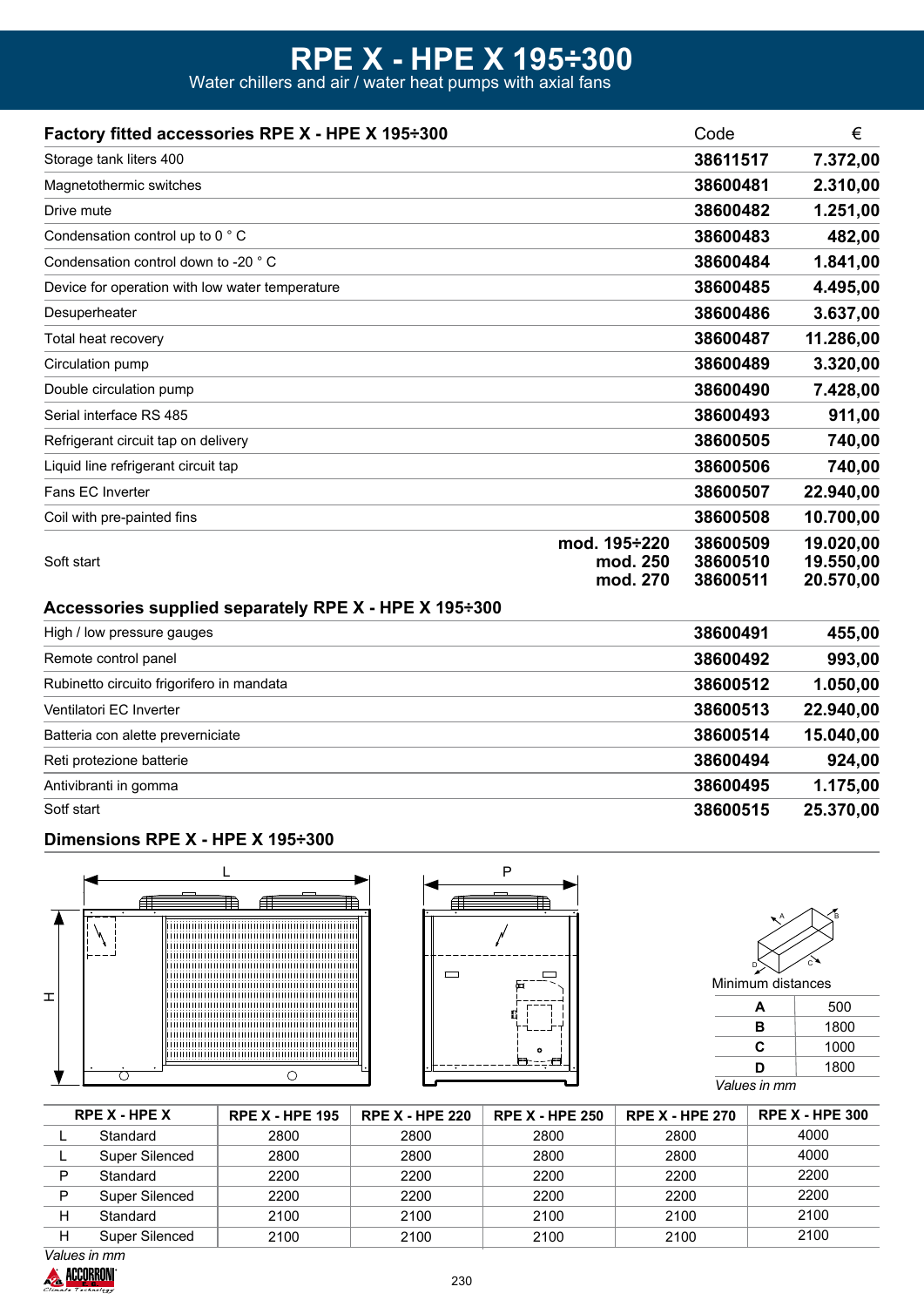# RPE X - HPE X 195÷300

Water chillers and air / water heat pumps with axial fans

| Factory fitted accessories RPE X - HPE X 195÷300 | | Code | € |
|---|---|---|---|
| Storage tank liters 400 | | **38611517** | **7.372,00** |
| Magnetothermic switches | | **38600481** | **2.310,00** |
| Drive mute | | **38600482** | **1.251,00** |
| Condensation control up to 0 ° C | | **38600483** | **482,00** |
| Condensation control down to -20 ° C | | **38600484** | **1.841,00** |
| Device for operation with low water temperature | | **38600485** | **4.495,00** |
| Desuperheater | | **38600486** | **3.637,00** |
| Total heat recovery | | **38600487** | **11.286,00** |
| Circulation pump | | **38600489** | **3.320,00** |
| Double circulation pump | | **38600490** | **7.428,00** |
| Serial interface RS 485 | | **38600493** | **911,00** |
| Refrigerant circuit tap on delivery | | **38600505** | **740,00** |
| Liquid line refrigerant circuit tap | | **38600506** | **740,00** |
| Fans EC Inverter | | **38600507** | **22.940,00** |
| Coil with pre-painted fins | | **38600508** | **10.700,00** |
| Soft start | **mod. 195÷220** | **38600509** | **19.020,00** |
| | **mod. 250** | **38600510** | **19.550,00** |
| | **mod. 270** | **38600511** | **20.570,00** |

## Accessories supplied separately RPE X - HPE X 195÷300

| Accessory | Code | € |
|---|---|---|
| High / low pressure gauges | **38600491** | **455,00** |
| Remote control panel | **38600492** | **993,00** |
| Rubinetto circuito frigorifero in mandata | **38600512** | **1.050,00** |
| Ventilatori EC Inverter | **38600513** | **22.940,00** |
| Batteria con alette preverniciate | **38600514** | **15.040,00** |
| Reti protezione batterie | **38600494** | **924,00** |
| Antivibranti in gomma | **38600495** | **1.175,00** |
| Sotf start | **38600515** | **25.370,00** |

## Dimensions RPE X - HPE X 195÷300

Minimum distances

| | |
|---|---|
| **A** | 500 |
| **B** | 1800 |
| **C** | 1000 |
| **D** | 1800 |

*Values in mm*

| RPE X - HPE X | | RPE X - HPE 195 | RPE X - HPE 220 | RPE X - HPE 250 | RPE X - HPE 270 | RPE X - HPE 300 |
|---|---|---|---|---|---|---|
| L | Standard | 2800 | 2800 | 2800 | 2800 | 4000 |
| L | Super Silenced | 2800 | 2800 | 2800 | 2800 | 4000 |
| P | Standard | 2200 | 2200 | 2200 | 2200 | 2200 |
| P | Super Silenced | 2200 | 2200 | 2200 | 2200 | 2200 |
| H | Standard | 2100 | 2100 | 2100 | 2100 | 2100 |
| H | Super Silenced | 2100 | 2100 | 2100 | 2100 | 2100 |

*Values in mm*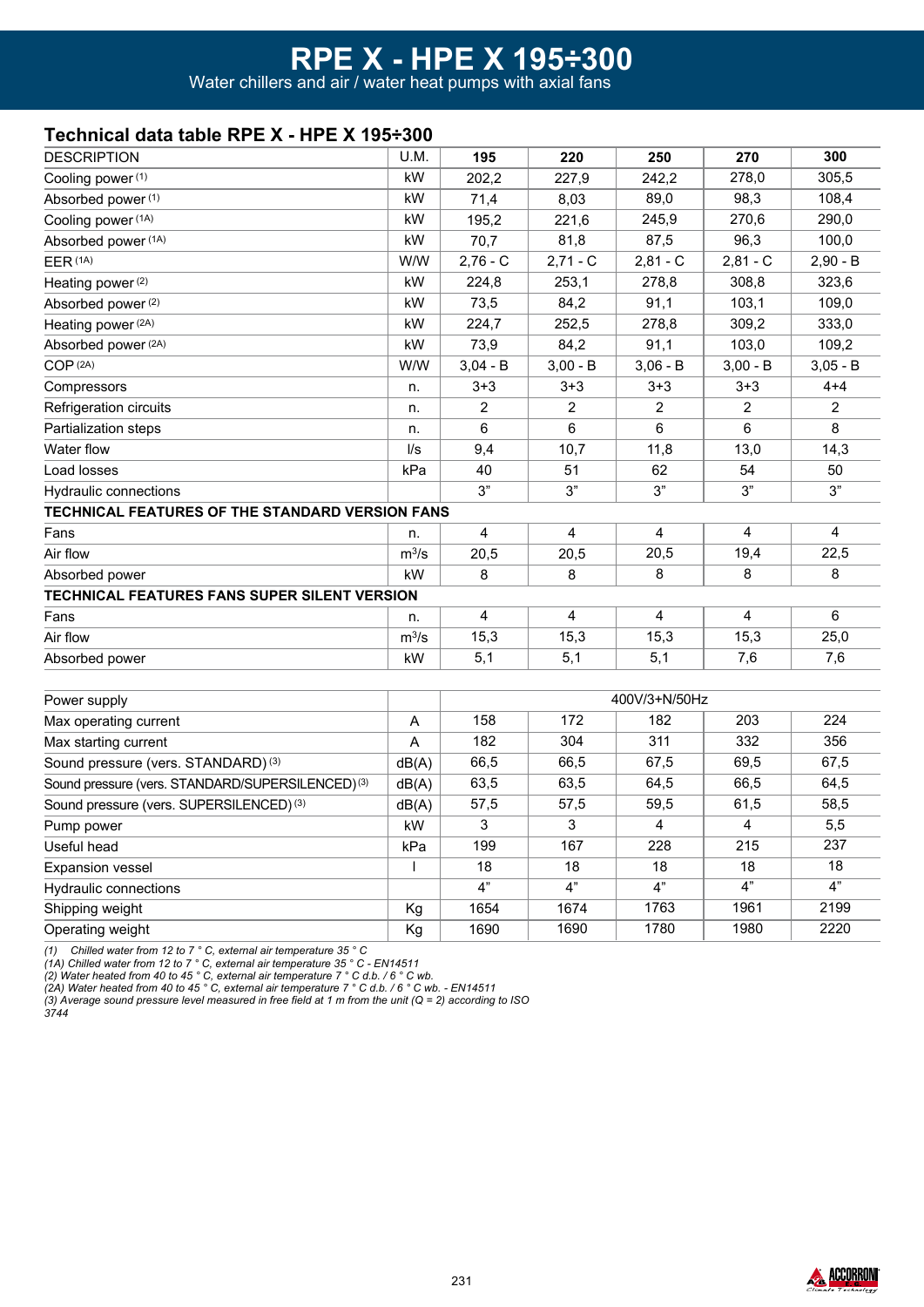# RPE X - HPE X 195÷300

Water chillers and air / water heat pumps with axial fans

## Technical data table RPE X - HPE X 195÷300

| DESCRIPTION | U.M. | 195 | 220 | 250 | 270 | 300 |
|---|---|---|---|---|---|---|
| Cooling power (1) | kW | 202,2 | 227,9 | 242,2 | 278,0 | 305,5 |
| Absorbed power (1) | kW | 71,4 | 8,03 | 89,0 | 98,3 | 108,4 |
| Cooling power (1A) | kW | 195,2 | 221,6 | 245,9 | 270,6 | 290,0 |
| Absorbed power (1A) | kW | 70,7 | 81,8 | 87,5 | 96,3 | 100,0 |
| EER (1A) | W/W | 2,76 - C | 2,71 - C | 2,81 - C | 2,81 - C | 2,90 - B |
| Heating power (2) | kW | 224,8 | 253,1 | 278,8 | 308,8 | 323,6 |
| Absorbed power (2) | kW | 73,5 | 84,2 | 91,1 | 103,1 | 109,0 |
| Heating power (2A) | kW | 224,7 | 252,5 | 278,8 | 309,2 | 333,0 |
| Absorbed power (2A) | kW | 73,9 | 84,2 | 91,1 | 103,0 | 109,2 |
| COP (2A) | W/W | 3,04 - B | 3,00 - B | 3,06 - B | 3,00 - B | 3,05 - B |
| Compressors | n. | 3+3 | 3+3 | 3+3 | 3+3 | 4+4 |
| Refrigeration circuits | n. | 2 | 2 | 2 | 2 | 2 |
| Partialization steps | n. | 6 | 6 | 6 | 6 | 8 |
| Water flow | l/s | 9,4 | 10,7 | 11,8 | 13,0 | 14,3 |
| Load losses | kPa | 40 | 51 | 62 | 54 | 50 |
| Hydraulic connections | | 3” | 3” | 3” | 3” | 3” |
| **TECHNICAL FEATURES OF THE STANDARD VERSION FANS** | | | | | | |
| Fans | n. | 4 | 4 | 4 | 4 | 4 |
| Air flow | $m^3/s$ | 20,5 | 20,5 | 20,5 | 19,4 | 22,5 |
| Absorbed power | kW | 8 | 8 | 8 | 8 | 8 |
| **TECHNICAL FEATURES FANS SUPER SILENT VERSION** | | | | | | |
| Fans | n. | 4 | 4 | 4 | 4 | 6 |
| Air flow | $m^3/s$ | 15,3 | 15,3 | 15,3 | 15,3 | 25,0 |
| Absorbed power | kW | 5,1 | 5,1 | 5,1 | 7,6 | 7,6 |

| | | | | | | |
|---|---|---|---|---|---|---|
| Power supply | | 400V/3+N/50Hz | | | | |
| Max operating current | A | 158 | 172 | 182 | 203 | 224 |
| Max starting current | A | 182 | 304 | 311 | 332 | 356 |
| Sound pressure (vers. STANDARD) (3) | dB(A) | 66,5 | 66,5 | 67,5 | 69,5 | 67,5 |
| Sound pressure (vers. STANDARD/SUPERSILENCED) (3) | dB(A) | 63,5 | 63,5 | 64,5 | 66,5 | 64,5 |
| Sound pressure (vers. SUPERSILENCED) (3) | dB(A) | 57,5 | 57,5 | 59,5 | 61,5 | 58,5 |
| Pump power | kW | 3 | 3 | 4 | 4 | 5,5 |
| Useful head | kPa | 199 | 167 | 228 | 215 | 237 |
| Expansion vessel | l | 18 | 18 | 18 | 18 | 18 |
| Hydraulic connections | | 4” | 4” | 4” | 4” | 4” |
| Shipping weight | Kg | 1654 | 1674 | 1763 | 1961 | 2199 |
| Operating weight | Kg | 1690 | 1690 | 1780 | 1980 | 2220 |

*(1) Chilled water from 12 to 7 ° C, external air temperature 35 ° C*
*(1A) Chilled water from 12 to 7 ° C, external air temperature 35 ° C - EN14511*
*(2) Water heated from 40 to 45 ° C, external air temperature 7 ° C d.b. / 6 ° C wb.*
*(2A) Water heated from 40 to 45 ° C, external air temperature 7 ° C d.b. / 6 ° C wb. - EN14511*
*(3) Average sound pressure level measured in free field at 1 m from the unit (Q = 2) according to ISO 3744*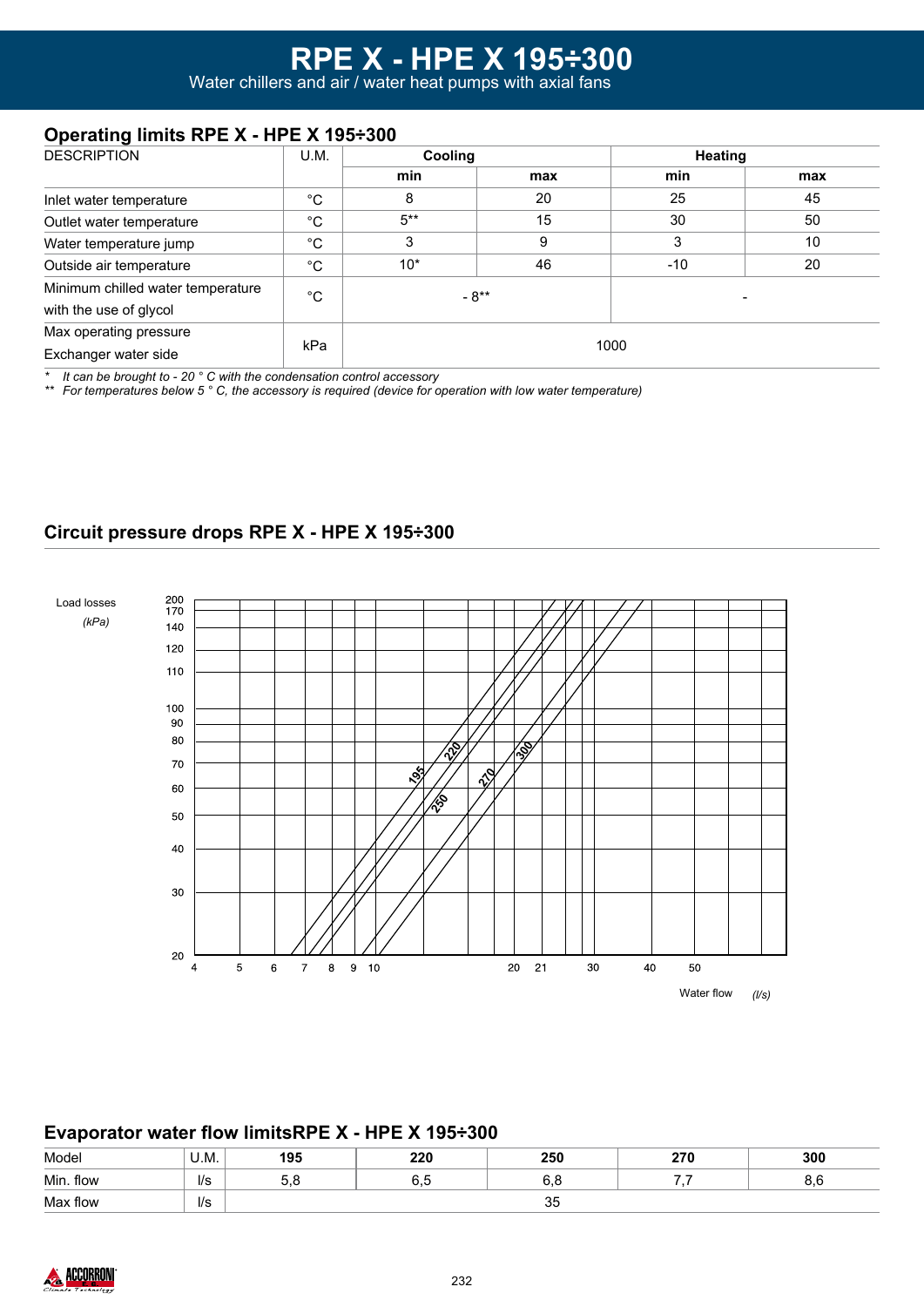# RPE X - HPE X 195÷300

Water chillers and air / water heat pumps with axial fans

## Operating limits RPE X - HPE X 195÷300

| DESCRIPTION | U.M. | Cooling | | Heating | |
|---|---|---|---|---|---|
| | | min | max | min | max |
| Inlet water temperature | °C | 8 | 20 | 25 | 45 |
| Outlet water temperature | °C | 5** | 15 | 30 | 50 |
| Water temperature jump | °C | 3 | 9 | 3 | 10 |
| Outside air temperature | °C | 10* | 46 | -10 | 20 |
| Minimum chilled water temperature with the use of glycol | °C | - 8** | | - | |
| Max operating pressure Exchanger water side | kPa | 1000 | | | |

*\* It can be brought to - 20 ° C with the condensation control accessory*

*\*\* For temperatures below 5 ° C, the accessory is required (device for operation with low water temperature)*

## Circuit pressure drops RPE X - HPE X 195÷300

Load losses (kPa)

200
170
140
120
110
100
90
80
70
60
50
40
30
20

4 5 6 7 8 9 10 20 21 30 40 50

Water flow (l/s)

195
220
250
270
300

## Evaporator water flow limitsRPE X - HPE X 195÷300

| Model | U.M. | 195 | 220 | 250 | 270 | 300 |
|---|---|---|---|---|---|---|
| Min. flow | l/s | 5,8 | 6,5 | 6,8 | 7,7 | 8,6 |
| Max flow | l/s | 35 | | | | |